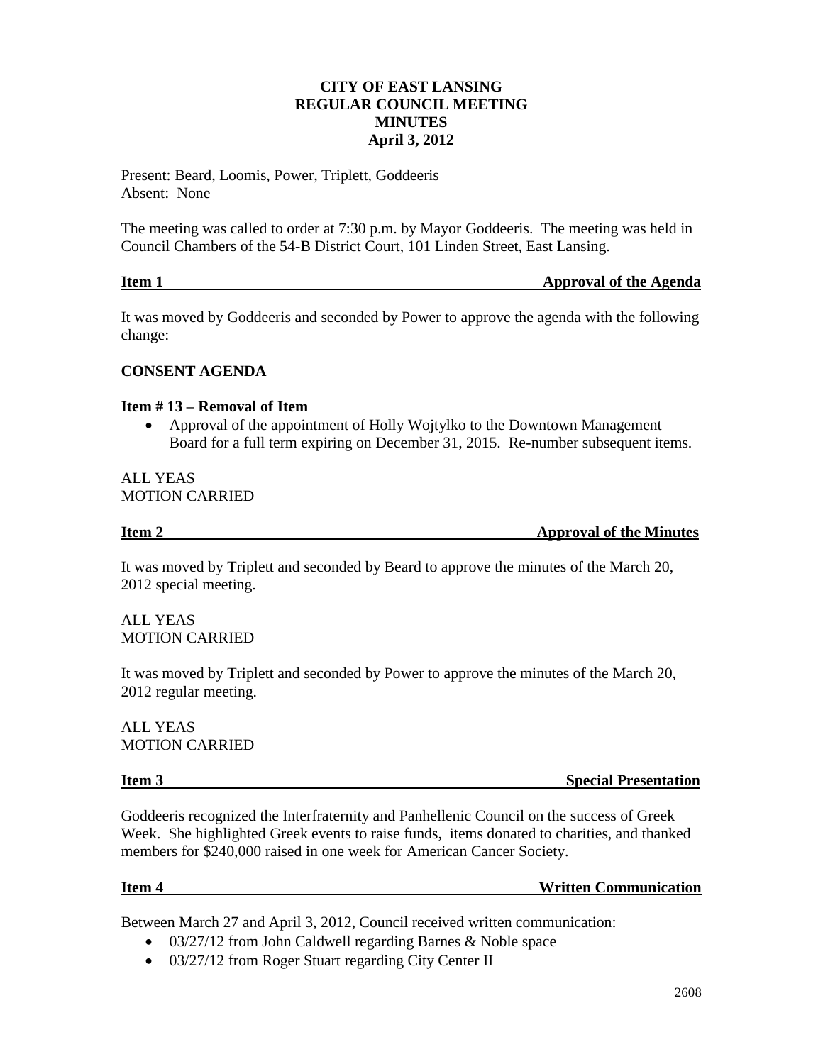# CITY OF EAST LANSING
## REGULAR COUNCIL MEETING
## MINUTES
## April 3, 2012

Present: Beard, Loomis, Power, Triplett, Goddeeris
Absent: None

The meeting was called to order at 7:30 p.m. by Mayor Goddeeris. The meeting was held in Council Chambers of the 54-B District Court, 101 Linden Street, East Lansing.

### Item 1 — Approval of the Agenda

It was moved by Goddeeris and seconded by Power to approve the agenda with the following change:

**CONSENT AGENDA**

**Item # 13 – Removal of Item**

- Approval of the appointment of Holly Wojtylko to the Downtown Management Board for a full term expiring on December 31, 2015. Re-number subsequent items.

ALL YEAS
MOTION CARRIED

### Item 2 — Approval of the Minutes

It was moved by Triplett and seconded by Beard to approve the minutes of the March 20, 2012 special meeting.

ALL YEAS
MOTION CARRIED

It was moved by Triplett and seconded by Power to approve the minutes of the March 20, 2012 regular meeting.

ALL YEAS
MOTION CARRIED

### Item 3 — Special Presentation

Goddeeris recognized the Interfraternity and Panhellenic Council on the success of Greek Week. She highlighted Greek events to raise funds, items donated to charities, and thanked members for $240,000 raised in one week for American Cancer Society.

### Item 4 — Written Communication

Between March 27 and April 3, 2012, Council received written communication:

- 03/27/12 from John Caldwell regarding Barnes & Noble space
- 03/27/12 from Roger Stuart regarding City Center II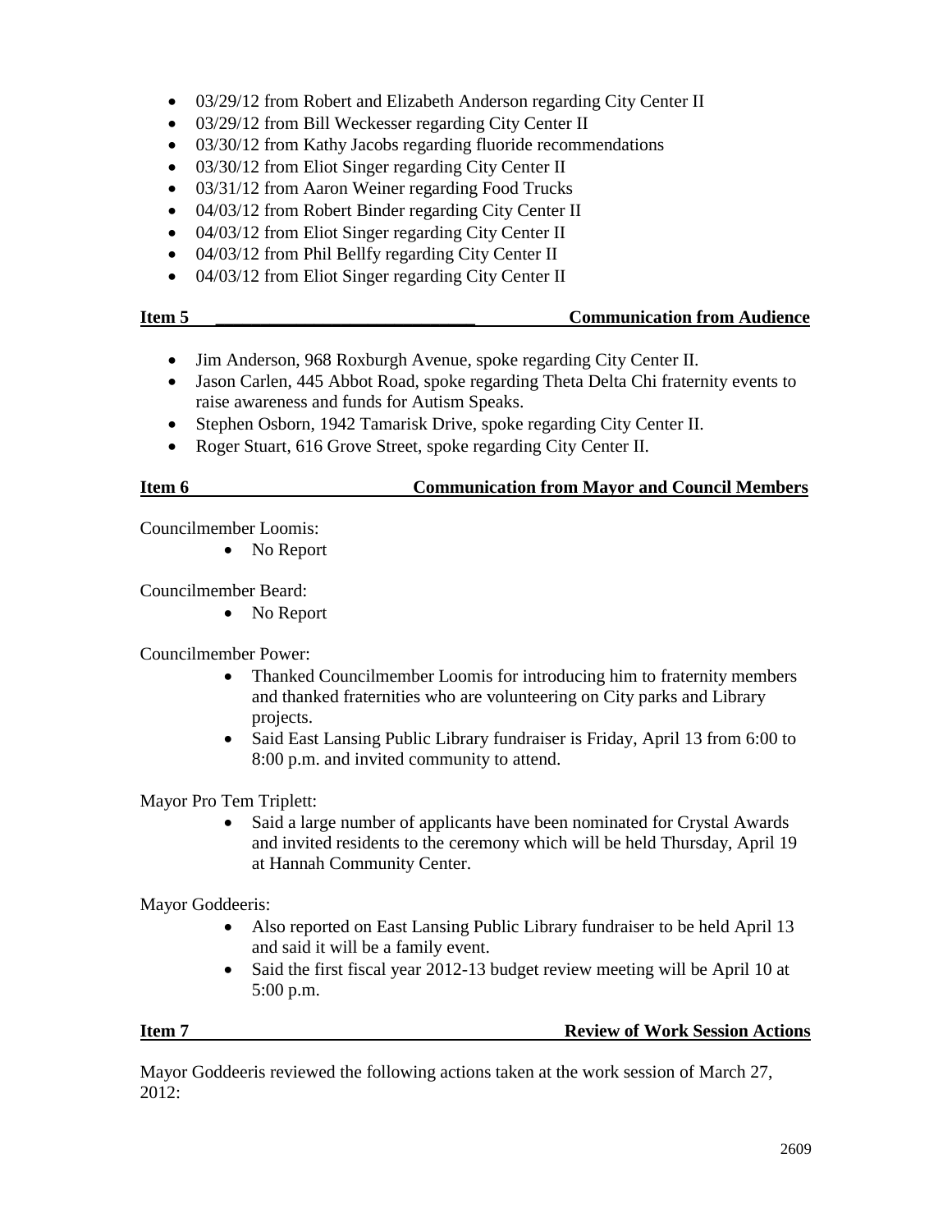- 03/29/12 from Robert and Elizabeth Anderson regarding City Center II
- 03/29/12 from Bill Weckesser regarding City Center II
- 03/30/12 from Kathy Jacobs regarding fluoride recommendations
- 03/30/12 from Eliot Singer regarding City Center II
- 03/31/12 from Aaron Weiner regarding Food Trucks
- 04/03/12 from Robert Binder regarding City Center II
- 04/03/12 from Eliot Singer regarding City Center II
- 04/03/12 from Phil Bellfy regarding City Center II
- 04/03/12 from Eliot Singer regarding City Center II

**Item 5 Communication from Audience**

- Jim Anderson, 968 Roxburgh Avenue, spoke regarding City Center II.
- Jason Carlen, 445 Abbot Road, spoke regarding Theta Delta Chi fraternity events to raise awareness and funds for Autism Speaks.
- Stephen Osborn, 1942 Tamarisk Drive, spoke regarding City Center II.
- Roger Stuart, 616 Grove Street, spoke regarding City Center II.

**Item 6 Communication from Mayor and Council Members**

Councilmember Loomis:

- No Report

Councilmember Beard:

- No Report

Councilmember Power:

- Thanked Councilmember Loomis for introducing him to fraternity members and thanked fraternities who are volunteering on City parks and Library projects.
- Said East Lansing Public Library fundraiser is Friday, April 13 from 6:00 to 8:00 p.m. and invited community to attend.

Mayor Pro Tem Triplett:

- Said a large number of applicants have been nominated for Crystal Awards and invited residents to the ceremony which will be held Thursday, April 19 at Hannah Community Center.

Mayor Goddeeris:

- Also reported on East Lansing Public Library fundraiser to be held April 13 and said it will be a family event.
- Said the first fiscal year 2012-13 budget review meeting will be April 10 at 5:00 p.m.

**Item 7 Review of Work Session Actions**

Mayor Goddeeris reviewed the following actions taken at the work session of March 27, 2012: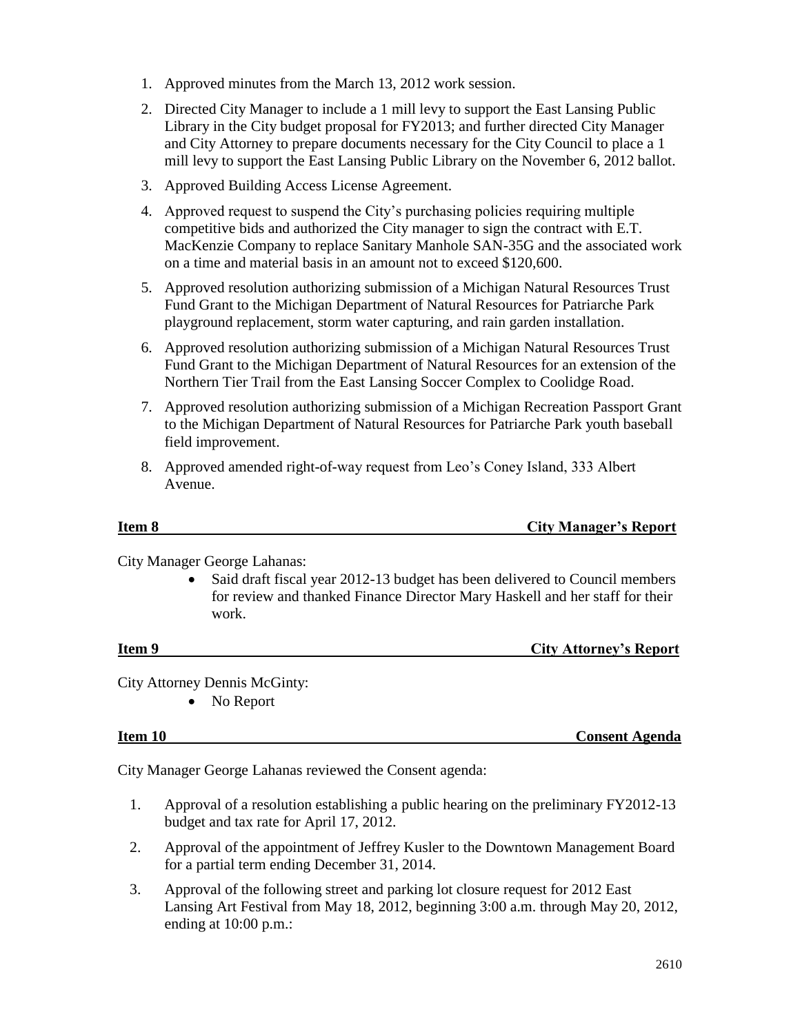1. Approved minutes from the March 13, 2012 work session.
2. Directed City Manager to include a 1 mill levy to support the East Lansing Public Library in the City budget proposal for FY2013; and further directed City Manager and City Attorney to prepare documents necessary for the City Council to place a 1 mill levy to support the East Lansing Public Library on the November 6, 2012 ballot.
3. Approved Building Access License Agreement.
4. Approved request to suspend the City's purchasing policies requiring multiple competitive bids and authorized the City manager to sign the contract with E.T. MacKenzie Company to replace Sanitary Manhole SAN-35G and the associated work on a time and material basis in an amount not to exceed $120,600.
5. Approved resolution authorizing submission of a Michigan Natural Resources Trust Fund Grant to the Michigan Department of Natural Resources for Patriarche Park playground replacement, storm water capturing, and rain garden installation.
6. Approved resolution authorizing submission of a Michigan Natural Resources Trust Fund Grant to the Michigan Department of Natural Resources for an extension of the Northern Tier Trail from the East Lansing Soccer Complex to Coolidge Road.
7. Approved resolution authorizing submission of a Michigan Recreation Passport Grant to the Michigan Department of Natural Resources for Patriarche Park youth baseball field improvement.
8. Approved amended right-of-way request from Leo's Coney Island, 333 Albert Avenue.

**Item 8 City Manager's Report**

City Manager George Lahanas:

- Said draft fiscal year 2012-13 budget has been delivered to Council members for review and thanked Finance Director Mary Haskell and her staff for their work.

**Item 9 City Attorney's Report**

City Attorney Dennis McGinty:

- No Report

**Item 10 Consent Agenda**

City Manager George Lahanas reviewed the Consent agenda:

1. Approval of a resolution establishing a public hearing on the preliminary FY2012-13 budget and tax rate for April 17, 2012.
2. Approval of the appointment of Jeffrey Kusler to the Downtown Management Board for a partial term ending December 31, 2014.
3. Approval of the following street and parking lot closure request for 2012 East Lansing Art Festival from May 18, 2012, beginning 3:00 a.m. through May 20, 2012, ending at 10:00 p.m.: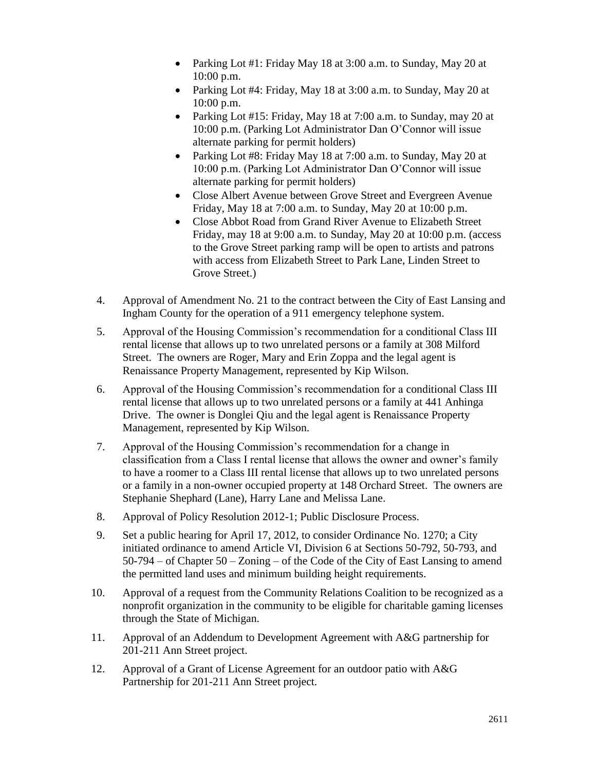- Parking Lot #1: Friday May 18 at 3:00 a.m. to Sunday, May 20 at 10:00 p.m.
- Parking Lot #4: Friday, May 18 at 3:00 a.m. to Sunday, May 20 at 10:00 p.m.
- Parking Lot #15: Friday, May 18 at 7:00 a.m. to Sunday, may 20 at 10:00 p.m. (Parking Lot Administrator Dan O'Connor will issue alternate parking for permit holders)
- Parking Lot #8: Friday May 18 at 7:00 a.m. to Sunday, May 20 at 10:00 p.m. (Parking Lot Administrator Dan O'Connor will issue alternate parking for permit holders)
- Close Albert Avenue between Grove Street and Evergreen Avenue Friday, May 18 at 7:00 a.m. to Sunday, May 20 at 10:00 p.m.
- Close Abbot Road from Grand River Avenue to Elizabeth Street Friday, may 18 at 9:00 a.m. to Sunday, May 20 at 10:00 p.m. (access to the Grove Street parking ramp will be open to artists and patrons with access from Elizabeth Street to Park Lane, Linden Street to Grove Street.)

4. Approval of Amendment No. 21 to the contract between the City of East Lansing and Ingham County for the operation of a 911 emergency telephone system.

5. Approval of the Housing Commission's recommendation for a conditional Class III rental license that allows up to two unrelated persons or a family at 308 Milford Street. The owners are Roger, Mary and Erin Zoppa and the legal agent is Renaissance Property Management, represented by Kip Wilson.

6. Approval of the Housing Commission's recommendation for a conditional Class III rental license that allows up to two unrelated persons or a family at 441 Anhinga Drive. The owner is Donglei Qiu and the legal agent is Renaissance Property Management, represented by Kip Wilson.

7. Approval of the Housing Commission's recommendation for a change in classification from a Class I rental license that allows the owner and owner's family to have a roomer to a Class III rental license that allows up to two unrelated persons or a family in a non-owner occupied property at 148 Orchard Street. The owners are Stephanie Shephard (Lane), Harry Lane and Melissa Lane.

8. Approval of Policy Resolution 2012-1; Public Disclosure Process.

9. Set a public hearing for April 17, 2012, to consider Ordinance No. 1270; a City initiated ordinance to amend Article VI, Division 6 at Sections 50-792, 50-793, and 50-794 – of Chapter 50 – Zoning – of the Code of the City of East Lansing to amend the permitted land uses and minimum building height requirements.

10. Approval of a request from the Community Relations Coalition to be recognized as a nonprofit organization in the community to be eligible for charitable gaming licenses through the State of Michigan.

11. Approval of an Addendum to Development Agreement with A&G partnership for 201-211 Ann Street project.

12. Approval of a Grant of License Agreement for an outdoor patio with A&G Partnership for 201-211 Ann Street project.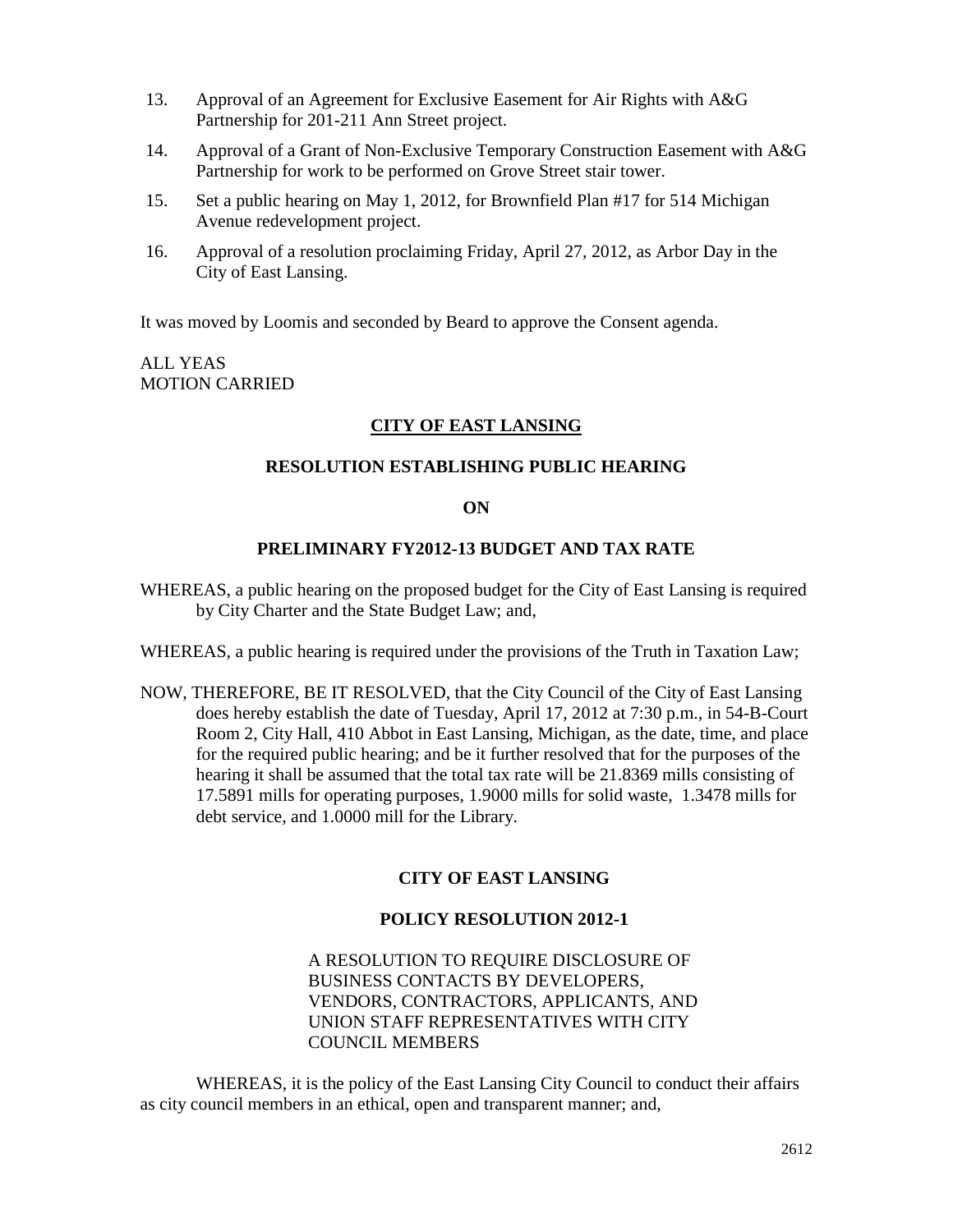13. Approval of an Agreement for Exclusive Easement for Air Rights with A&G Partnership for 201-211 Ann Street project.
14. Approval of a Grant of Non-Exclusive Temporary Construction Easement with A&G Partnership for work to be performed on Grove Street stair tower.
15. Set a public hearing on May 1, 2012, for Brownfield Plan #17 for 514 Michigan Avenue redevelopment project.
16. Approval of a resolution proclaiming Friday, April 27, 2012, as Arbor Day in the City of East Lansing.

It was moved by Loomis and seconded by Beard to approve the Consent agenda.

ALL YEAS
MOTION CARRIED

**CITY OF EAST LANSING**

**RESOLUTION ESTABLISHING PUBLIC HEARING**

**ON**

**PRELIMINARY FY2012-13 BUDGET AND TAX RATE**

WHEREAS, a public hearing on the proposed budget for the City of East Lansing is required by City Charter and the State Budget Law; and,

WHEREAS, a public hearing is required under the provisions of the Truth in Taxation Law;

NOW, THEREFORE, BE IT RESOLVED, that the City Council of the City of East Lansing does hereby establish the date of Tuesday, April 17, 2012 at 7:30 p.m., in 54-B-Court Room 2, City Hall, 410 Abbot in East Lansing, Michigan, as the date, time, and place for the required public hearing; and be it further resolved that for the purposes of the hearing it shall be assumed that the total tax rate will be 21.8369 mills consisting of 17.5891 mills for operating purposes, 1.9000 mills for solid waste, 1.3478 mills for debt service, and 1.0000 mill for the Library.

**CITY OF EAST LANSING**

**POLICY RESOLUTION 2012-1**

A RESOLUTION TO REQUIRE DISCLOSURE OF BUSINESS CONTACTS BY DEVELOPERS, VENDORS, CONTRACTORS, APPLICANTS, AND UNION STAFF REPRESENTATIVES WITH CITY COUNCIL MEMBERS

WHEREAS, it is the policy of the East Lansing City Council to conduct their affairs as city council members in an ethical, open and transparent manner; and,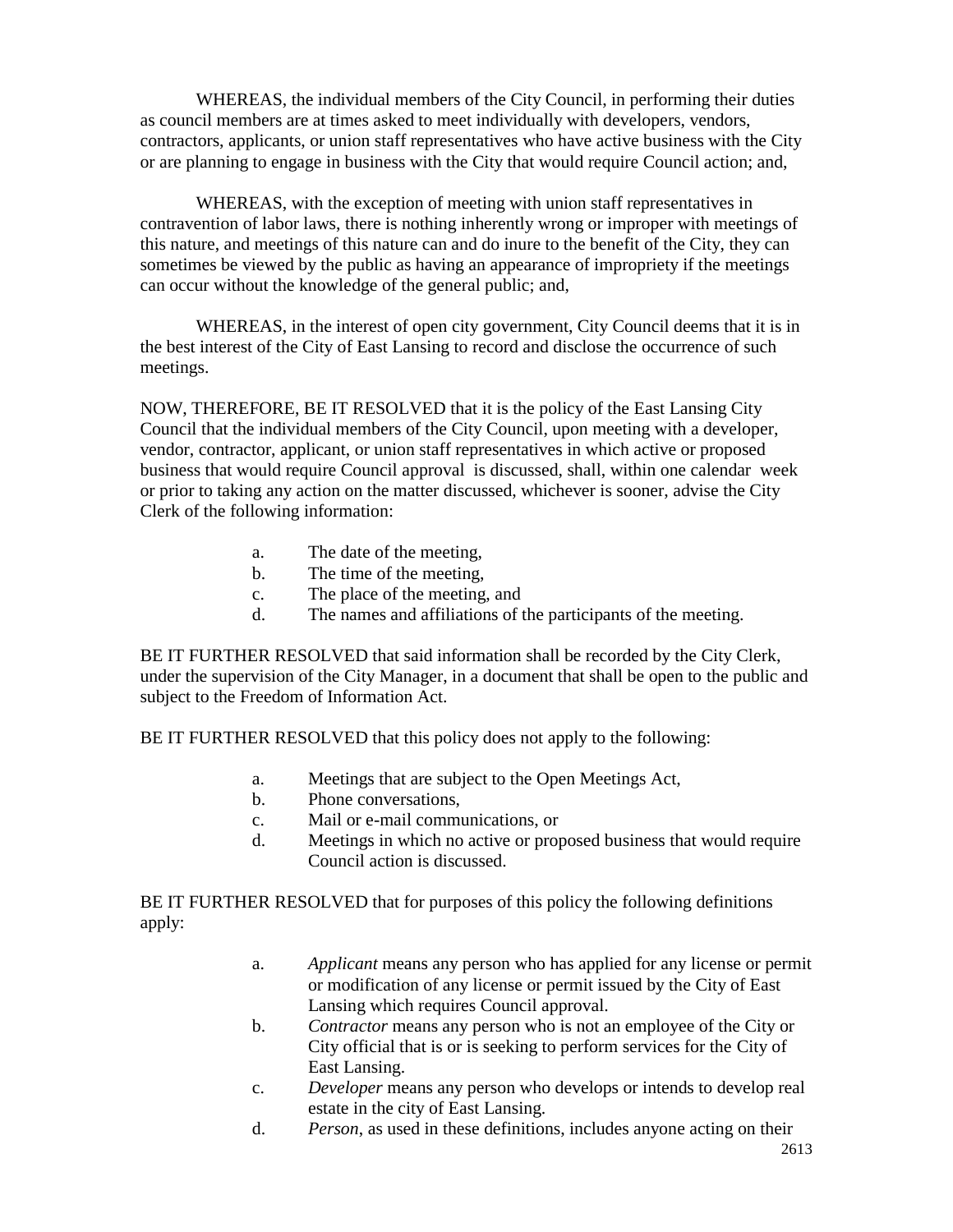WHEREAS, the individual members of the City Council, in performing their duties as council members are at times asked to meet individually with developers, vendors, contractors, applicants, or union staff representatives who have active business with the City or are planning to engage in business with the City that would require Council action; and,

WHEREAS, with the exception of meeting with union staff representatives in contravention of labor laws, there is nothing inherently wrong or improper with meetings of this nature, and meetings of this nature can and do inure to the benefit of the City, they can sometimes be viewed by the public as having an appearance of impropriety if the meetings can occur without the knowledge of the general public; and,

WHEREAS, in the interest of open city government, City Council deems that it is in the best interest of the City of East Lansing to record and disclose the occurrence of such meetings.

NOW, THEREFORE, BE IT RESOLVED that it is the policy of the East Lansing City Council that the individual members of the City Council, upon meeting with a developer, vendor, contractor, applicant, or union staff representatives in which active or proposed business that would require Council approval is discussed, shall, within one calendar week or prior to taking any action on the matter discussed, whichever is sooner, advise the City Clerk of the following information:

a. The date of the meeting,
b. The time of the meeting,
c. The place of the meeting, and
d. The names and affiliations of the participants of the meeting.

BE IT FURTHER RESOLVED that said information shall be recorded by the City Clerk, under the supervision of the City Manager, in a document that shall be open to the public and subject to the Freedom of Information Act.

BE IT FURTHER RESOLVED that this policy does not apply to the following:

a. Meetings that are subject to the Open Meetings Act,
b. Phone conversations,
c. Mail or e-mail communications, or
d. Meetings in which no active or proposed business that would require Council action is discussed.

BE IT FURTHER RESOLVED that for purposes of this policy the following definitions apply:

a. *Applicant* means any person who has applied for any license or permit or modification of any license or permit issued by the City of East Lansing which requires Council approval.
b. *Contractor* means any person who is not an employee of the City or City official that is or is seeking to perform services for the City of East Lansing.
c. *Developer* means any person who develops or intends to develop real estate in the city of East Lansing.
d. *Person*, as used in these definitions, includes anyone acting on their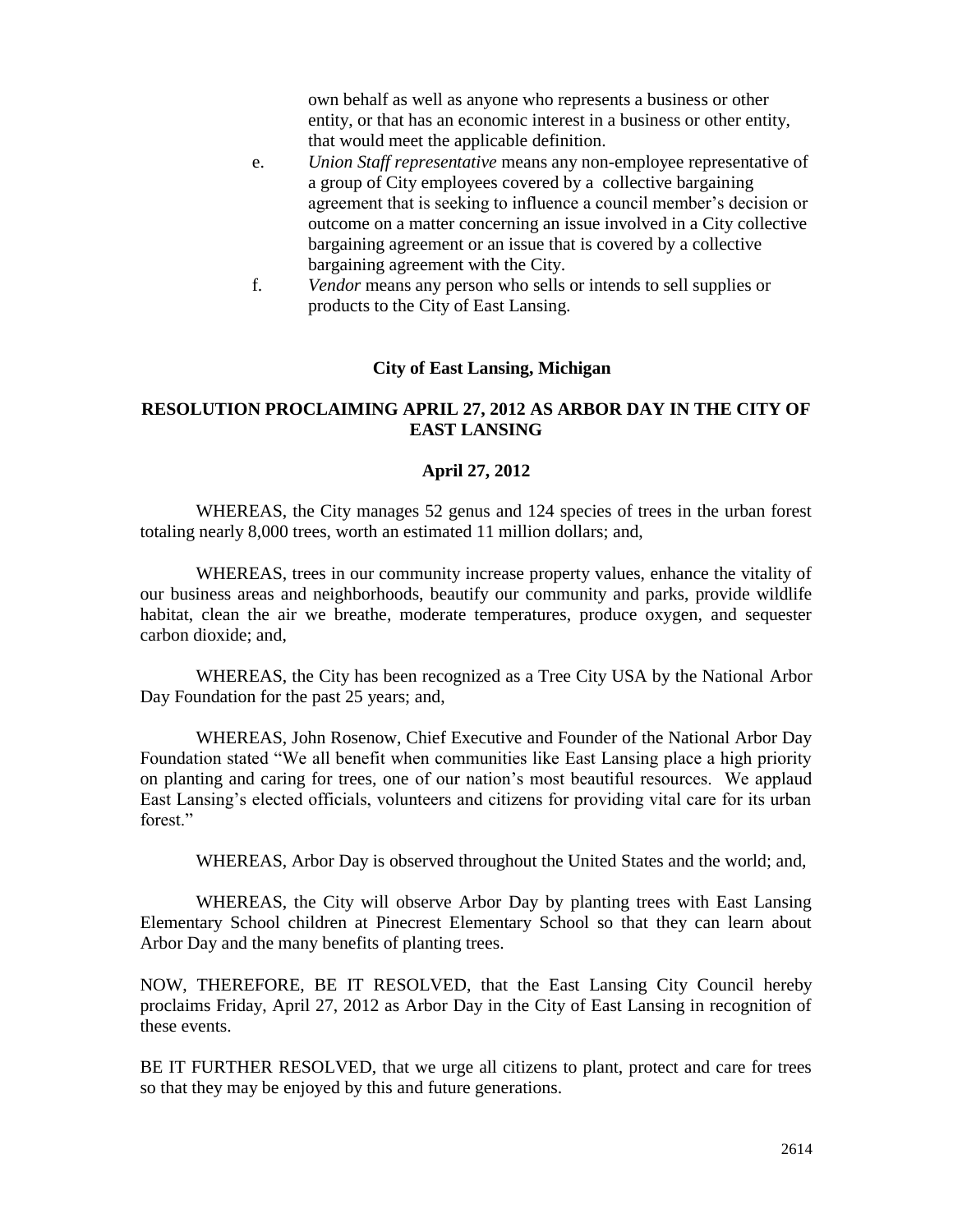own behalf as well as anyone who represents a business or other entity, or that has an economic interest in a business or other entity, that would meet the applicable definition.

e. *Union Staff representative* means any non-employee representative of a group of City employees covered by a collective bargaining agreement that is seeking to influence a council member's decision or outcome on a matter concerning an issue involved in a City collective bargaining agreement or an issue that is covered by a collective bargaining agreement with the City.

f. *Vendor* means any person who sells or intends to sell supplies or products to the City of East Lansing.

**City of East Lansing, Michigan**

**RESOLUTION PROCLAIMING APRIL 27, 2012 AS ARBOR DAY IN THE CITY OF EAST LANSING**

**April 27, 2012**

WHEREAS, the City manages 52 genus and 124 species of trees in the urban forest totaling nearly 8,000 trees, worth an estimated 11 million dollars; and,

WHEREAS, trees in our community increase property values, enhance the vitality of our business areas and neighborhoods, beautify our community and parks, provide wildlife habitat, clean the air we breathe, moderate temperatures, produce oxygen, and sequester carbon dioxide; and,

WHEREAS, the City has been recognized as a Tree City USA by the National Arbor Day Foundation for the past 25 years; and,

WHEREAS, John Rosenow, Chief Executive and Founder of the National Arbor Day Foundation stated "We all benefit when communities like East Lansing place a high priority on planting and caring for trees, one of our nation's most beautiful resources. We applaud East Lansing's elected officials, volunteers and citizens for providing vital care for its urban forest."

WHEREAS, Arbor Day is observed throughout the United States and the world; and,

WHEREAS, the City will observe Arbor Day by planting trees with East Lansing Elementary School children at Pinecrest Elementary School so that they can learn about Arbor Day and the many benefits of planting trees.

NOW, THEREFORE, BE IT RESOLVED, that the East Lansing City Council hereby proclaims Friday, April 27, 2012 as Arbor Day in the City of East Lansing in recognition of these events.

BE IT FURTHER RESOLVED, that we urge all citizens to plant, protect and care for trees so that they may be enjoyed by this and future generations.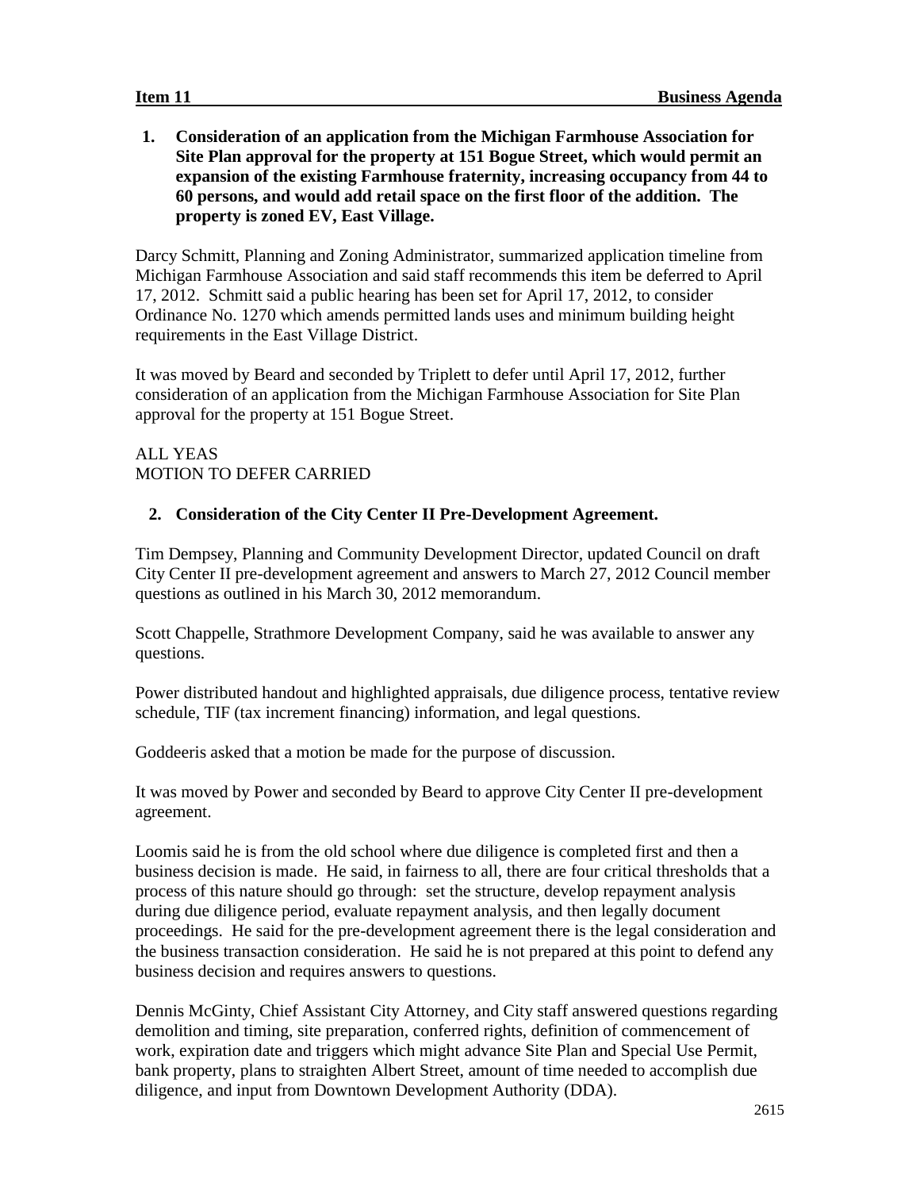**Item 11 Business Agenda**

1. **Consideration of an application from the Michigan Farmhouse Association for Site Plan approval for the property at 151 Bogue Street, which would permit an expansion of the existing Farmhouse fraternity, increasing occupancy from 44 to 60 persons, and would add retail space on the first floor of the addition. The property is zoned EV, East Village.**

Darcy Schmitt, Planning and Zoning Administrator, summarized application timeline from Michigan Farmhouse Association and said staff recommends this item be deferred to April 17, 2012. Schmitt said a public hearing has been set for April 17, 2012, to consider Ordinance No. 1270 which amends permitted lands uses and minimum building height requirements in the East Village District.

It was moved by Beard and seconded by Triplett to defer until April 17, 2012, further consideration of an application from the Michigan Farmhouse Association for Site Plan approval for the property at 151 Bogue Street.

ALL YEAS
MOTION TO DEFER CARRIED

2. **Consideration of the City Center II Pre-Development Agreement.**

Tim Dempsey, Planning and Community Development Director, updated Council on draft City Center II pre-development agreement and answers to March 27, 2012 Council member questions as outlined in his March 30, 2012 memorandum.

Scott Chappelle, Strathmore Development Company, said he was available to answer any questions.

Power distributed handout and highlighted appraisals, due diligence process, tentative review schedule, TIF (tax increment financing) information, and legal questions.

Goddeeris asked that a motion be made for the purpose of discussion.

It was moved by Power and seconded by Beard to approve City Center II pre-development agreement.

Loomis said he is from the old school where due diligence is completed first and then a business decision is made. He said, in fairness to all, there are four critical thresholds that a process of this nature should go through: set the structure, develop repayment analysis during due diligence period, evaluate repayment analysis, and then legally document proceedings. He said for the pre-development agreement there is the legal consideration and the business transaction consideration. He said he is not prepared at this point to defend any business decision and requires answers to questions.

Dennis McGinty, Chief Assistant City Attorney, and City staff answered questions regarding demolition and timing, site preparation, conferred rights, definition of commencement of work, expiration date and triggers which might advance Site Plan and Special Use Permit, bank property, plans to straighten Albert Street, amount of time needed to accomplish due diligence, and input from Downtown Development Authority (DDA).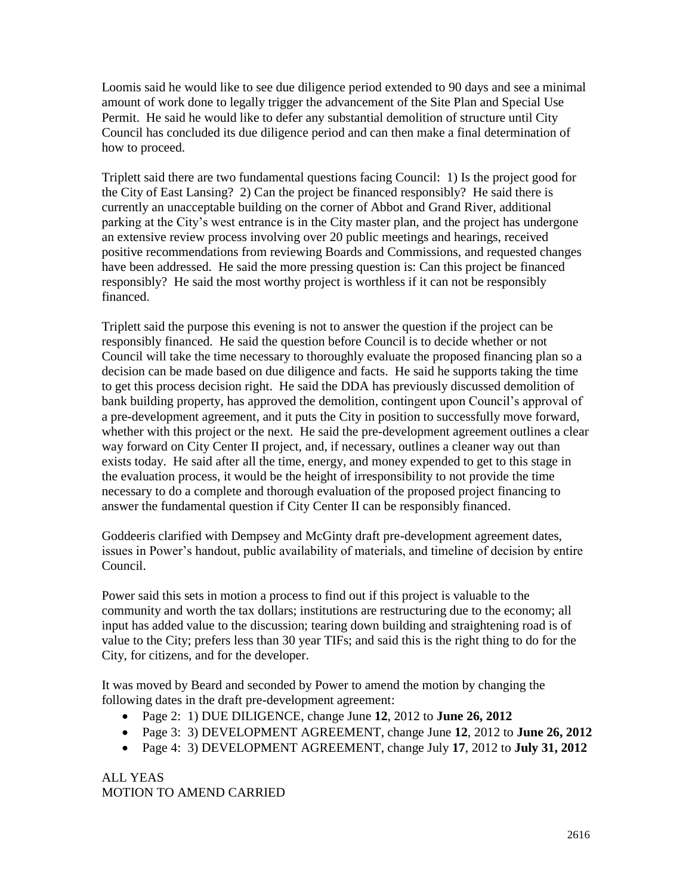Loomis said he would like to see due diligence period extended to 90 days and see a minimal amount of work done to legally trigger the advancement of the Site Plan and Special Use Permit. He said he would like to defer any substantial demolition of structure until City Council has concluded its due diligence period and can then make a final determination of how to proceed.

Triplett said there are two fundamental questions facing Council: 1) Is the project good for the City of East Lansing? 2) Can the project be financed responsibly? He said there is currently an unacceptable building on the corner of Abbot and Grand River, additional parking at the City's west entrance is in the City master plan, and the project has undergone an extensive review process involving over 20 public meetings and hearings, received positive recommendations from reviewing Boards and Commissions, and requested changes have been addressed. He said the more pressing question is: Can this project be financed responsibly? He said the most worthy project is worthless if it can not be responsibly financed.

Triplett said the purpose this evening is not to answer the question if the project can be responsibly financed. He said the question before Council is to decide whether or not Council will take the time necessary to thoroughly evaluate the proposed financing plan so a decision can be made based on due diligence and facts. He said he supports taking the time to get this process decision right. He said the DDA has previously discussed demolition of bank building property, has approved the demolition, contingent upon Council's approval of a pre-development agreement, and it puts the City in position to successfully move forward, whether with this project or the next. He said the pre-development agreement outlines a clear way forward on City Center II project, and, if necessary, outlines a cleaner way out than exists today. He said after all the time, energy, and money expended to get to this stage in the evaluation process, it would be the height of irresponsibility to not provide the time necessary to do a complete and thorough evaluation of the proposed project financing to answer the fundamental question if City Center II can be responsibly financed.

Goddeeris clarified with Dempsey and McGinty draft pre-development agreement dates, issues in Power's handout, public availability of materials, and timeline of decision by entire Council.

Power said this sets in motion a process to find out if this project is valuable to the community and worth the tax dollars; institutions are restructuring due to the economy; all input has added value to the discussion; tearing down building and straightening road is of value to the City; prefers less than 30 year TIFs; and said this is the right thing to do for the City, for citizens, and for the developer.

It was moved by Beard and seconded by Power to amend the motion by changing the following dates in the draft pre-development agreement:

- Page 2: 1) DUE DILIGENCE, change June **12**, 2012 to **June 26, 2012**
- Page 3: 3) DEVELOPMENT AGREEMENT, change June **12**, 2012 to **June 26, 2012**
- Page 4: 3) DEVELOPMENT AGREEMENT, change July **17**, 2012 to **July 31, 2012**

ALL YEAS
MOTION TO AMEND CARRIED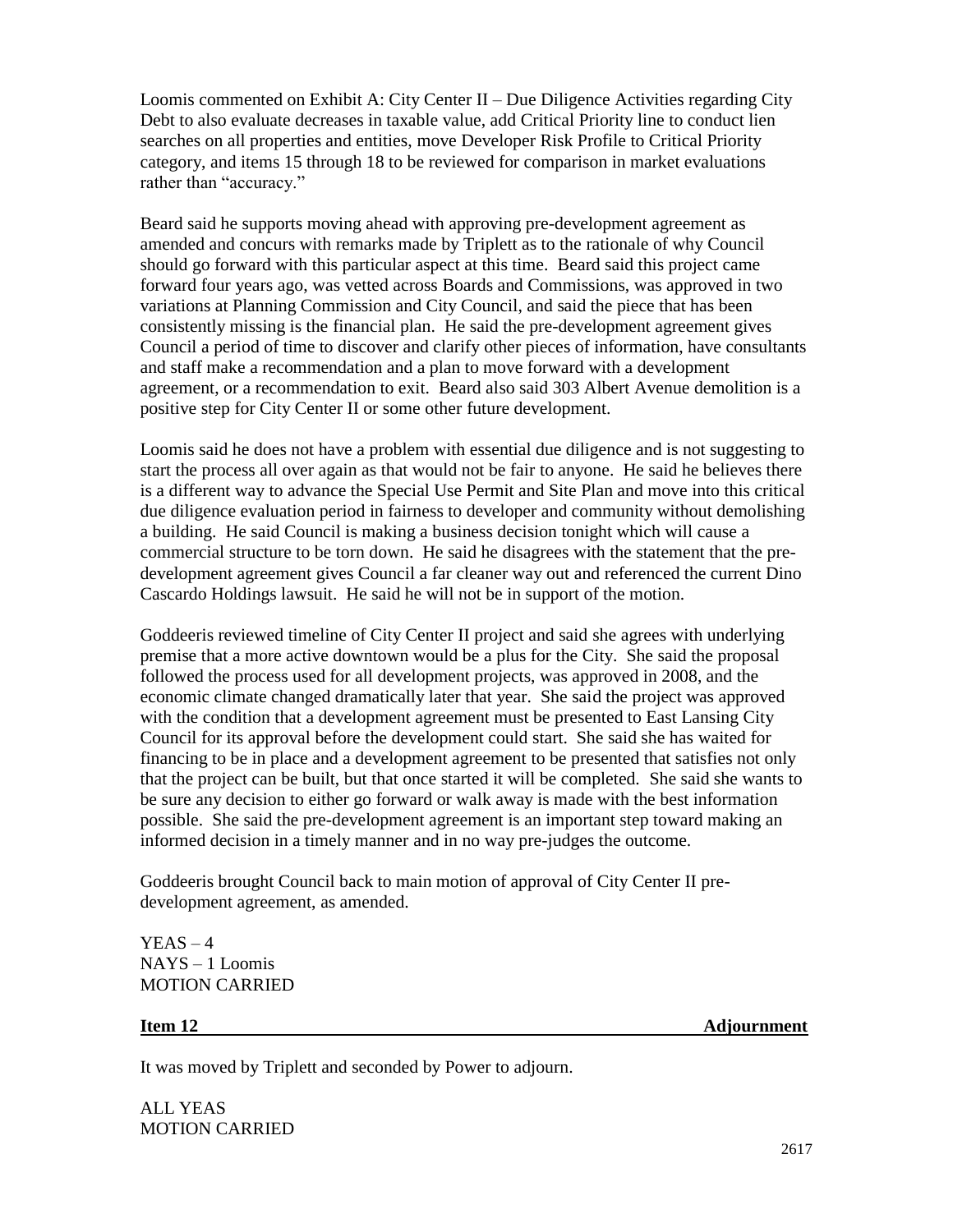Loomis commented on Exhibit A: City Center II – Due Diligence Activities regarding City Debt to also evaluate decreases in taxable value, add Critical Priority line to conduct lien searches on all properties and entities, move Developer Risk Profile to Critical Priority category, and items 15 through 18 to be reviewed for comparison in market evaluations rather than "accuracy."

Beard said he supports moving ahead with approving pre-development agreement as amended and concurs with remarks made by Triplett as to the rationale of why Council should go forward with this particular aspect at this time. Beard said this project came forward four years ago, was vetted across Boards and Commissions, was approved in two variations at Planning Commission and City Council, and said the piece that has been consistently missing is the financial plan. He said the pre-development agreement gives Council a period of time to discover and clarify other pieces of information, have consultants and staff make a recommendation and a plan to move forward with a development agreement, or a recommendation to exit. Beard also said 303 Albert Avenue demolition is a positive step for City Center II or some other future development.

Loomis said he does not have a problem with essential due diligence and is not suggesting to start the process all over again as that would not be fair to anyone. He said he believes there is a different way to advance the Special Use Permit and Site Plan and move into this critical due diligence evaluation period in fairness to developer and community without demolishing a building. He said Council is making a business decision tonight which will cause a commercial structure to be torn down. He said he disagrees with the statement that the pre-development agreement gives Council a far cleaner way out and referenced the current Dino Cascardo Holdings lawsuit. He said he will not be in support of the motion.

Goddeeris reviewed timeline of City Center II project and said she agrees with underlying premise that a more active downtown would be a plus for the City. She said the proposal followed the process used for all development projects, was approved in 2008, and the economic climate changed dramatically later that year. She said the project was approved with the condition that a development agreement must be presented to East Lansing City Council for its approval before the development could start. She said she has waited for financing to be in place and a development agreement to be presented that satisfies not only that the project can be built, but that once started it will be completed. She said she wants to be sure any decision to either go forward or walk away is made with the best information possible. She said the pre-development agreement is an important step toward making an informed decision in a timely manner and in no way pre-judges the outcome.

Goddeeris brought Council back to main motion of approval of City Center II pre-development agreement, as amended.

YEAS – 4
NAYS – 1 Loomis
MOTION CARRIED

**Item 12 Adjournment**

It was moved by Triplett and seconded by Power to adjourn.

ALL YEAS
MOTION CARRIED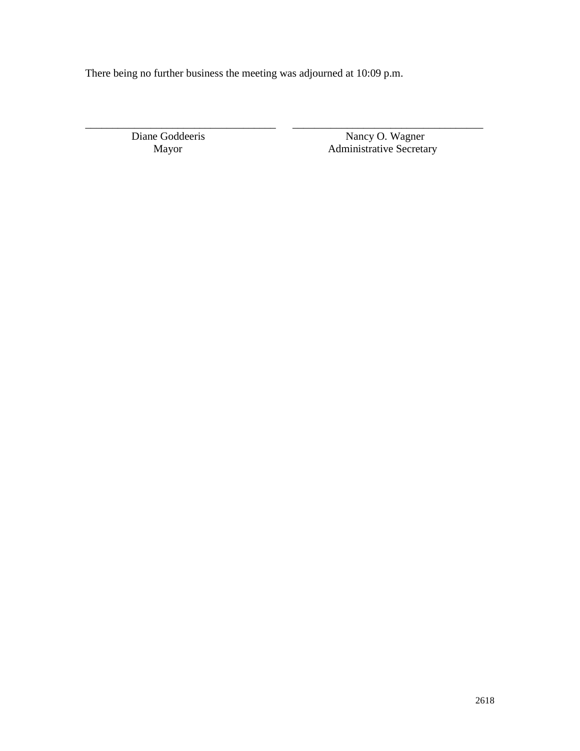There being no further business the meeting was adjourned at 10:09 p.m.

| | |
|---|---|
| \_\_\_\_\_\_\_\_\_\_\_\_\_\_\_\_\_\_\_\_\_\_\_\_\_\_\_\_\_\_\_\_\_\_\_ | \_\_\_\_\_\_\_\_\_\_\_\_\_\_\_\_\_\_\_\_\_\_\_\_\_\_\_\_\_\_\_\_\_\_\_ |
| Diane Goddeeris | Nancy O. Wagner |
| Mayor | Administrative Secretary |